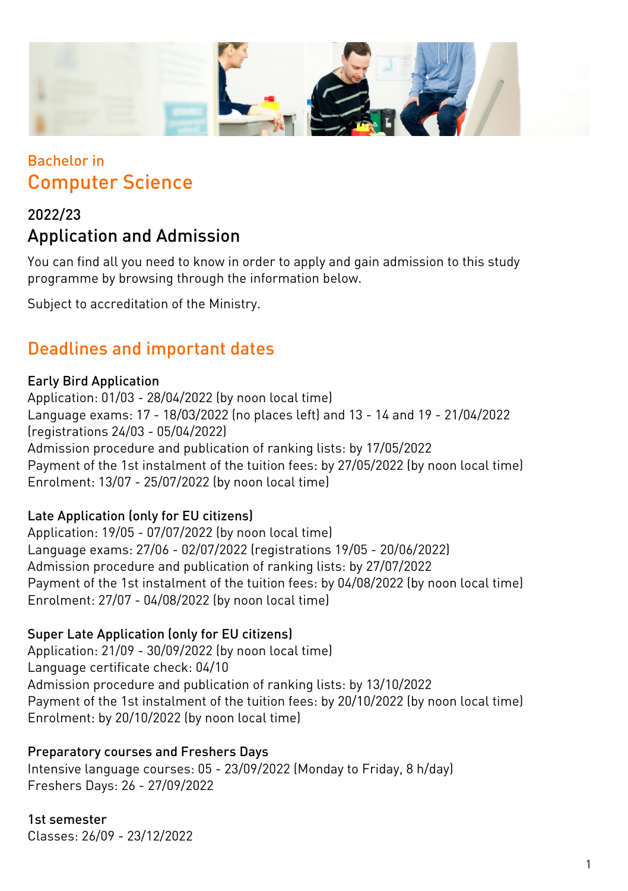Bachelor in

# Computer Science

## 2022/23

## Application and Admission

You can find all you need to know in order to apply and gain admission to this study programme by browsing through the information below.

Subject to accreditation of the Ministry.

## Deadlines and important dates

### Early Bird Application

Application: 01/03 - 28/04/2022 (by noon local time)
Language exams: 17 - 18/03/2022 (no places left) and 13 - 14 and 19 - 21/04/2022 (registrations 24/03 - 05/04/2022)
Admission procedure and publication of ranking lists: by 17/05/2022
Payment of the 1st instalment of the tuition fees: by 27/05/2022 (by noon local time)
Enrolment: 13/07 - 25/07/2022 (by noon local time)

### Late Application (only for EU citizens)

Application: 19/05 - 07/07/2022 (by noon local time)
Language exams: 27/06 - 02/07/2022 (registrations 19/05 - 20/06/2022)
Admission procedure and publication of ranking lists: by 27/07/2022
Payment of the 1st instalment of the tuition fees: by 04/08/2022 (by noon local time)
Enrolment: 27/07 - 04/08/2022 (by noon local time)

### Super Late Application (only for EU citizens)

Application: 21/09 - 30/09/2022 (by noon local time)
Language certificate check: 04/10
Admission procedure and publication of ranking lists: by 13/10/2022
Payment of the 1st instalment of the tuition fees: by 20/10/2022 (by noon local time)
Enrolment: by 20/10/2022 (by noon local time)

### Preparatory courses and Freshers Days

Intensive language courses: 05 - 23/09/2022 (Monday to Friday, 8 h/day)
Freshers Days: 26 - 27/09/2022

### 1st semester

Classes: 26/09 - 23/12/2022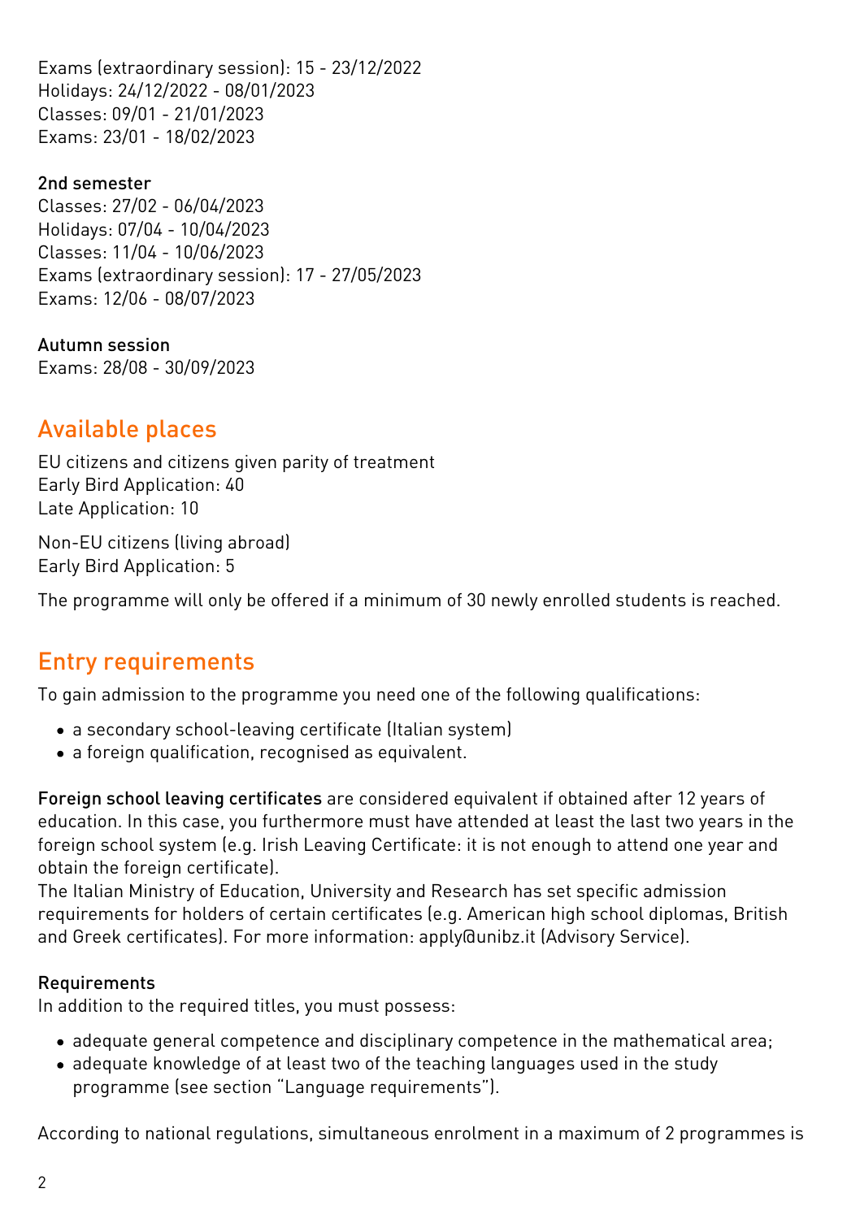Exams (extraordinary session): 15 - 23/12/2022
Holidays: 24/12/2022 - 08/01/2023
Classes: 09/01 - 21/01/2023
Exams: 23/01 - 18/02/2023

2nd semester
Classes: 27/02 - 06/04/2023
Holidays: 07/04 - 10/04/2023
Classes: 11/04 - 10/06/2023
Exams (extraordinary session): 17 - 27/05/2023
Exams: 12/06 - 08/07/2023

Autumn session
Exams: 28/08 - 30/09/2023

## Available places

EU citizens and citizens given parity of treatment
Early Bird Application: 40
Late Application: 10

Non-EU citizens (living abroad)
Early Bird Application: 5

The programme will only be offered if a minimum of 30 newly enrolled students is reached.

## Entry requirements

To gain admission to the programme you need one of the following qualifications:

- a secondary school-leaving certificate (Italian system)
- a foreign qualification, recognised as equivalent.

Foreign school leaving certificates are considered equivalent if obtained after 12 years of education. In this case, you furthermore must have attended at least the last two years in the foreign school system (e.g. Irish Leaving Certificate: it is not enough to attend one year and obtain the foreign certificate).
The Italian Ministry of Education, University and Research has set specific admission requirements for holders of certain certificates (e.g. American high school diplomas, British and Greek certificates). For more information: apply@unibz.it (Advisory Service).

Requirements
In addition to the required titles, you must possess:

- adequate general competence and disciplinary competence in the mathematical area;
- adequate knowledge of at least two of the teaching languages used in the study programme (see section "Language requirements").

According to national regulations, simultaneous enrolment in a maximum of 2 programmes is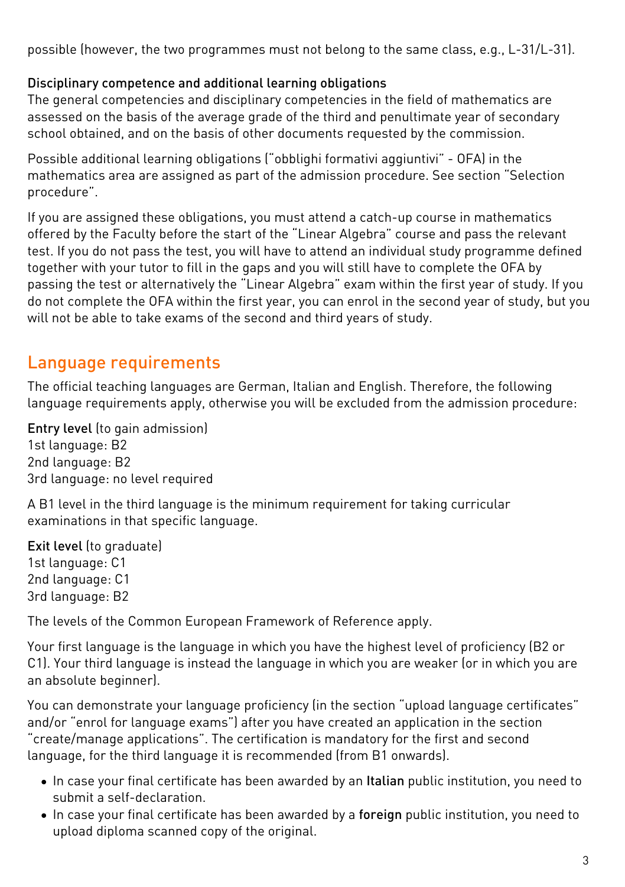possible (however, the two programmes must not belong to the same class, e.g., L-31/L-31).

### Disciplinary competence and additional learning obligations

The general competencies and disciplinary competencies in the field of mathematics are assessed on the basis of the average grade of the third and penultimate year of secondary school obtained, and on the basis of other documents requested by the commission.

Possible additional learning obligations ("obblighi formativi aggiuntivi" - OFA) in the mathematics area are assigned as part of the admission procedure. See section "Selection procedure".

If you are assigned these obligations, you must attend a catch-up course in mathematics offered by the Faculty before the start of the "Linear Algebra" course and pass the relevant test. If you do not pass the test, you will have to attend an individual study programme defined together with your tutor to fill in the gaps and you will still have to complete the OFA by passing the test or alternatively the "Linear Algebra" exam within the first year of study. If you do not complete the OFA within the first year, you can enrol in the second year of study, but you will not be able to take exams of the second and third years of study.

## Language requirements

The official teaching languages are German, Italian and English. Therefore, the following language requirements apply, otherwise you will be excluded from the admission procedure:

**Entry level** (to gain admission)
1st language: B2
2nd language: B2
3rd language: no level required

A B1 level in the third language is the minimum requirement for taking curricular examinations in that specific language.

**Exit level** (to graduate)
1st language: C1
2nd language: C1
3rd language: B2

The levels of the Common European Framework of Reference apply.

Your first language is the language in which you have the highest level of proficiency (B2 or C1). Your third language is instead the language in which you are weaker (or in which you are an absolute beginner).

You can demonstrate your language proficiency (in the section "upload language certificates" and/or "enrol for language exams") after you have created an application in the section "create/manage applications". The certification is mandatory for the first and second language, for the third language it is recommended (from B1 onwards).

- In case your final certificate has been awarded by an **Italian** public institution, you need to submit a self-declaration.
- In case your final certificate has been awarded by a **foreign** public institution, you need to upload diploma scanned copy of the original.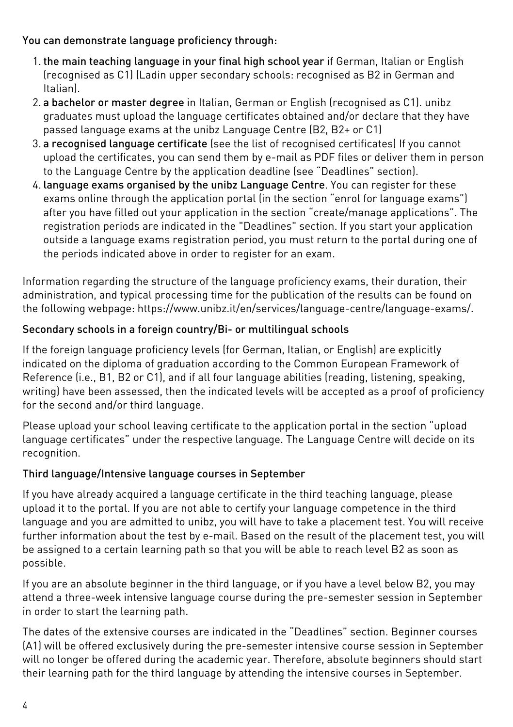You can demonstrate language proficiency through:

1. **the main teaching language in your final high school year** if German, Italian or English (recognised as C1) (Ladin upper secondary schools: recognised as B2 in German and Italian).
2. **a bachelor or master degree** in Italian, German or English (recognised as C1). unibz graduates must upload the language certificates obtained and/or declare that they have passed language exams at the unibz Language Centre (B2, B2+ or C1)
3. **a recognised language certificate** (see the list of recognised certificates) If you cannot upload the certificates, you can send them by e-mail as PDF files or deliver them in person to the Language Centre by the application deadline (see "Deadlines" section).
4. **language exams organised by the unibz Language Centre**. You can register for these exams online through the application portal (in the section "enrol for language exams") after you have filled out your application in the section "create/manage applications". The registration periods are indicated in the "Deadlines" section. If you start your application outside a language exams registration period, you must return to the portal during one of the periods indicated above in order to register for an exam.

Information regarding the structure of the language proficiency exams, their duration, their administration, and typical processing time for the publication of the results can be found on the following webpage: https://www.unibz.it/en/services/language-centre/language-exams/.

### Secondary schools in a foreign country/Bi- or multilingual schools

If the foreign language proficiency levels (for German, Italian, or English) are explicitly indicated on the diploma of graduation according to the Common European Framework of Reference (i.e., B1, B2 or C1), and if all four language abilities (reading, listening, speaking, writing) have been assessed, then the indicated levels will be accepted as a proof of proficiency for the second and/or third language.

Please upload your school leaving certificate to the application portal in the section "upload language certificates" under the respective language. The Language Centre will decide on its recognition.

### Third language/Intensive language courses in September

If you have already acquired a language certificate in the third teaching language, please upload it to the portal. If you are not able to certify your language competence in the third language and you are admitted to unibz, you will have to take a placement test. You will receive further information about the test by e-mail. Based on the result of the placement test, you will be assigned to a certain learning path so that you will be able to reach level B2 as soon as possible.

If you are an absolute beginner in the third language, or if you have a level below B2, you may attend a three-week intensive language course during the pre-semester session in September in order to start the learning path.

The dates of the extensive courses are indicated in the "Deadlines" section. Beginner courses (A1) will be offered exclusively during the pre-semester intensive course session in September will no longer be offered during the academic year. Therefore, absolute beginners should start their learning path for the third language by attending the intensive courses in September.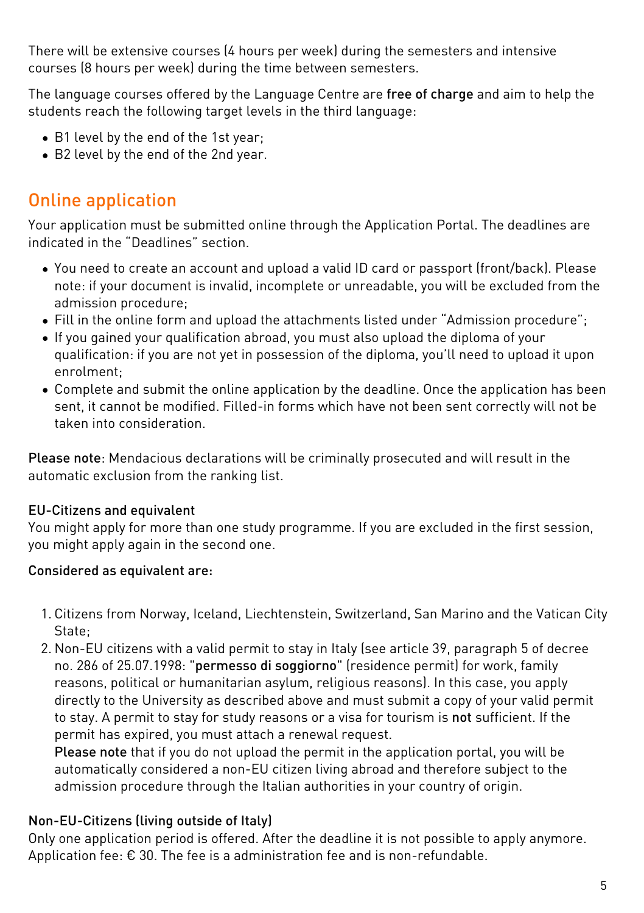There will be extensive courses (4 hours per week) during the semesters and intensive courses (8 hours per week) during the time between semesters.

The language courses offered by the Language Centre are **free of charge** and aim to help the students reach the following target levels in the third language:

- B1 level by the end of the 1st year;
- B2 level by the end of the 2nd year.

## Online application

Your application must be submitted online through the Application Portal. The deadlines are indicated in the "Deadlines" section.

- You need to create an account and upload a valid ID card or passport (front/back). Please note: if your document is invalid, incomplete or unreadable, you will be excluded from the admission procedure;
- Fill in the online form and upload the attachments listed under "Admission procedure";
- If you gained your qualification abroad, you must also upload the diploma of your qualification: if you are not yet in possession of the diploma, you'll need to upload it upon enrolment;
- Complete and submit the online application by the deadline. Once the application has been sent, it cannot be modified. Filled-in forms which have not been sent correctly will not be taken into consideration.

**Please note**: Mendacious declarations will be criminally prosecuted and will result in the automatic exclusion from the ranking list.

### EU-Citizens and equivalent

You might apply for more than one study programme. If you are excluded in the first session, you might apply again in the second one.

**Considered as equivalent are:**

1. Citizens from Norway, Iceland, Liechtenstein, Switzerland, San Marino and the Vatican City State;
2. Non-EU citizens with a valid permit to stay in Italy (see article 39, paragraph 5 of decree no. 286 of 25.07.1998: "**permesso di soggiorno**" (residence permit) for work, family reasons, political or humanitarian asylum, religious reasons). In this case, you apply directly to the University as described above and must submit a copy of your valid permit to stay. A permit to stay for study reasons or a visa for tourism is **not** sufficient. If the permit has expired, you must attach a renewal request.
   **Please note** that if you do not upload the permit in the application portal, you will be automatically considered a non-EU citizen living abroad and therefore subject to the admission procedure through the Italian authorities in your country of origin.

### Non-EU-Citizens (living outside of Italy)

Only one application period is offered. After the deadline it is not possible to apply anymore. Application fee: € 30. The fee is a administration fee and is non-refundable.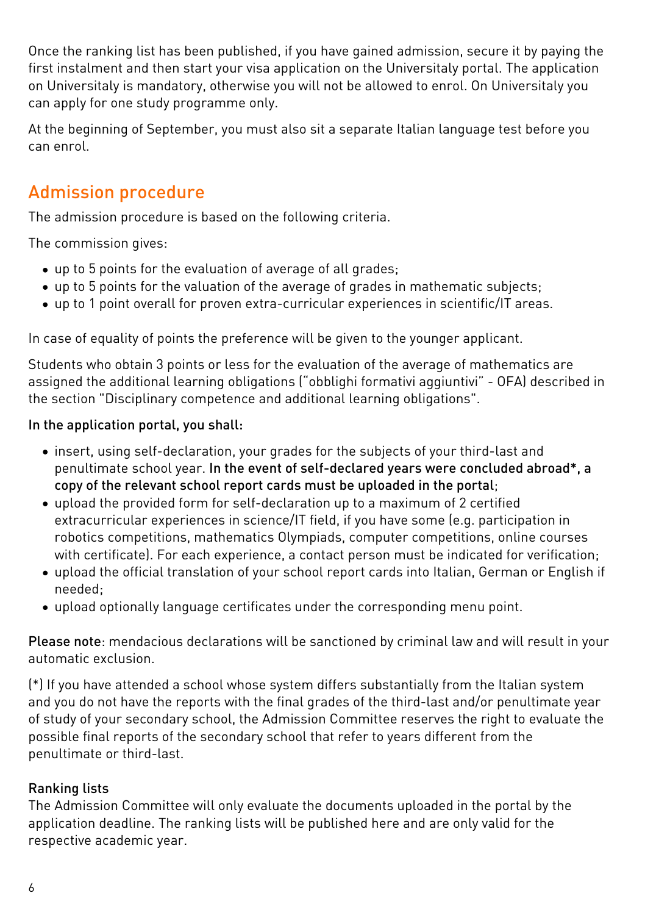Once the ranking list has been published, if you have gained admission, secure it by paying the first instalment and then start your visa application on the Universitaly portal. The application on Universitaly is mandatory, otherwise you will not be allowed to enrol. On Universitaly you can apply for one study programme only.

At the beginning of September, you must also sit a separate Italian language test before you can enrol.

## Admission procedure

The admission procedure is based on the following criteria.

The commission gives:

- up to 5 points for the evaluation of average of all grades;
- up to 5 points for the valuation of the average of grades in mathematic subjects;
- up to 1 point overall for proven extra-curricular experiences in scientific/IT areas.

In case of equality of points the preference will be given to the younger applicant.

Students who obtain 3 points or less for the evaluation of the average of mathematics are assigned the additional learning obligations ("obblighi formativi aggiuntivi" - OFA) described in the section "Disciplinary competence and additional learning obligations".

**In the application portal, you shall:**

- insert, using self-declaration, your grades for the subjects of your third-last and penultimate school year. **In the event of self-declared years were concluded abroad\*, a copy of the relevant school report cards must be uploaded in the portal**;
- upload the provided form for self-declaration up to a maximum of 2 certified extracurricular experiences in science/IT field, if you have some (e.g. participation in robotics competitions, mathematics Olympiads, computer competitions, online courses with certificate). For each experience, a contact person must be indicated for verification;
- upload the official translation of your school report cards into Italian, German or English if needed;
- upload optionally language certificates under the corresponding menu point.

**Please note**: mendacious declarations will be sanctioned by criminal law and will result in your automatic exclusion.

(\*) If you have attended a school whose system differs substantially from the Italian system and you do not have the reports with the final grades of the third-last and/or penultimate year of study of your secondary school, the Admission Committee reserves the right to evaluate the possible final reports of the secondary school that refer to years different from the penultimate or third-last.

**Ranking lists**

The Admission Committee will only evaluate the documents uploaded in the portal by the application deadline. The ranking lists will be published here and are only valid for the respective academic year.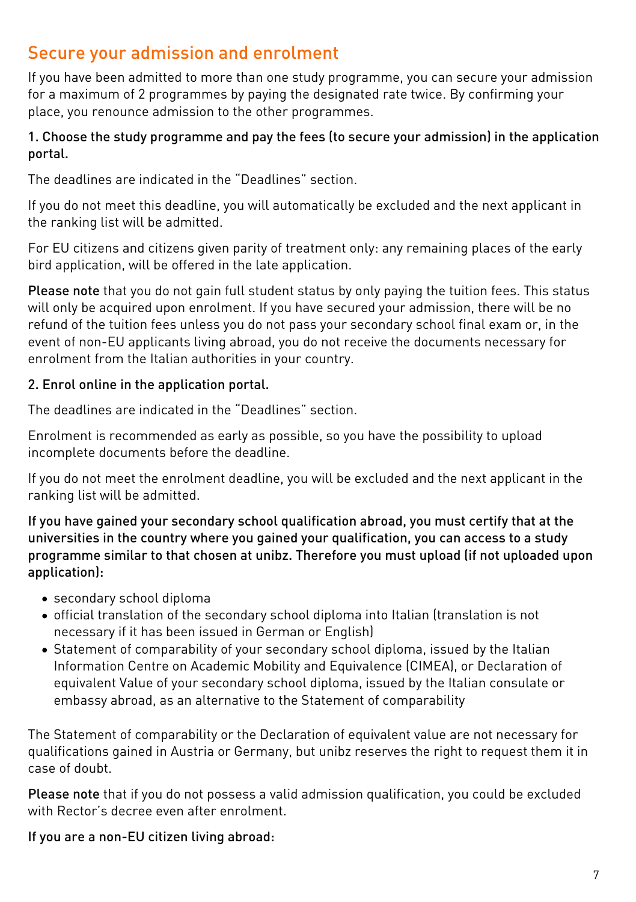## Secure your admission and enrolment

If you have been admitted to more than one study programme, you can secure your admission for a maximum of 2 programmes by paying the designated rate twice. By confirming your place, you renounce admission to the other programmes.

**1. Choose the study programme and pay the fees (to secure your admission) in the application portal.**

The deadlines are indicated in the "Deadlines" section.

If you do not meet this deadline, you will automatically be excluded and the next applicant in the ranking list will be admitted.

For EU citizens and citizens given parity of treatment only: any remaining places of the early bird application, will be offered in the late application.

**Please note** that you do not gain full student status by only paying the tuition fees. This status will only be acquired upon enrolment. If you have secured your admission, there will be no refund of the tuition fees unless you do not pass your secondary school final exam or, in the event of non-EU applicants living abroad, you do not receive the documents necessary for enrolment from the Italian authorities in your country.

**2. Enrol online in the application portal.**

The deadlines are indicated in the "Deadlines" section.

Enrolment is recommended as early as possible, so you have the possibility to upload incomplete documents before the deadline.

If you do not meet the enrolment deadline, you will be excluded and the next applicant in the ranking list will be admitted.

**If you have gained your secondary school qualification abroad, you must certify that at the universities in the country where you gained your qualification, you can access to a study programme similar to that chosen at unibz. Therefore you must upload (if not uploaded upon application):**

- secondary school diploma
- official translation of the secondary school diploma into Italian (translation is not necessary if it has been issued in German or English)
- Statement of comparability of your secondary school diploma, issued by the Italian Information Centre on Academic Mobility and Equivalence (CIMEA), or Declaration of equivalent Value of your secondary school diploma, issued by the Italian consulate or embassy abroad, as an alternative to the Statement of comparability

The Statement of comparability or the Declaration of equivalent value are not necessary for qualifications gained in Austria or Germany, but unibz reserves the right to request them it in case of doubt.

**Please note** that if you do not possess a valid admission qualification, you could be excluded with Rector's decree even after enrolment.

**If you are a non-EU citizen living abroad:**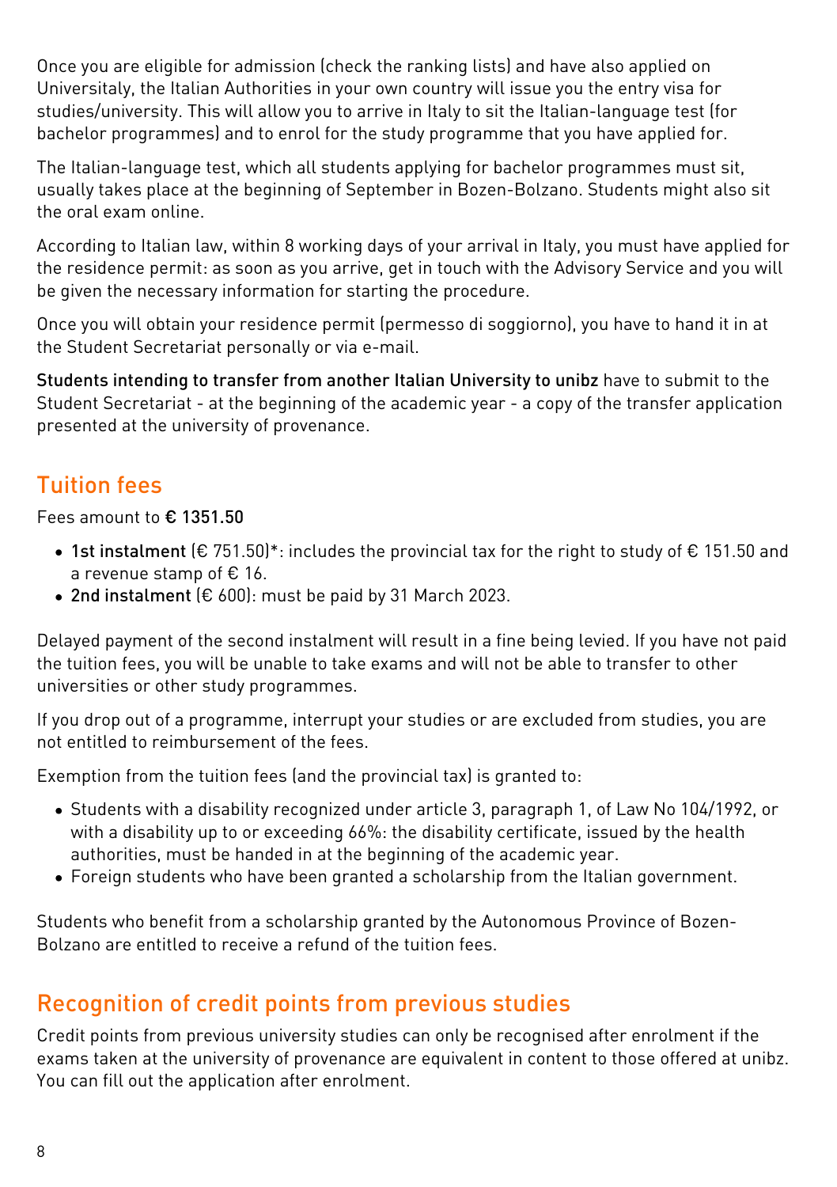Once you are eligible for admission (check the ranking lists) and have also applied on Universitaly, the Italian Authorities in your own country will issue you the entry visa for studies/university. This will allow you to arrive in Italy to sit the Italian-language test (for bachelor programmes) and to enrol for the study programme that you have applied for.

The Italian-language test, which all students applying for bachelor programmes must sit, usually takes place at the beginning of September in Bozen-Bolzano. Students might also sit the oral exam online.

According to Italian law, within 8 working days of your arrival in Italy, you must have applied for the residence permit: as soon as you arrive, get in touch with the Advisory Service and you will be given the necessary information for starting the procedure.

Once you will obtain your residence permit (permesso di soggiorno), you have to hand it in at the Student Secretariat personally or via e-mail.

**Students intending to transfer from another Italian University to unibz** have to submit to the Student Secretariat - at the beginning of the academic year - a copy of the transfer application presented at the university of provenance.

## Tuition fees

Fees amount to **€ 1351.50**

- **1st instalment** (€ 751.50)*: includes the provincial tax for the right to study of € 151.50 and a revenue stamp of € 16.
- **2nd instalment** (€ 600): must be paid by 31 March 2023.

Delayed payment of the second instalment will result in a fine being levied. If you have not paid the tuition fees, you will be unable to take exams and will not be able to transfer to other universities or other study programmes.

If you drop out of a programme, interrupt your studies or are excluded from studies, you are not entitled to reimbursement of the fees.

Exemption from the tuition fees (and the provincial tax) is granted to:

- Students with a disability recognized under article 3, paragraph 1, of Law No 104/1992, or with a disability up to or exceeding 66%: the disability certificate, issued by the health authorities, must be handed in at the beginning of the academic year.
- Foreign students who have been granted a scholarship from the Italian government.

Students who benefit from a scholarship granted by the Autonomous Province of Bozen-Bolzano are entitled to receive a refund of the tuition fees.

## Recognition of credit points from previous studies

Credit points from previous university studies can only be recognised after enrolment if the exams taken at the university of provenance are equivalent in content to those offered at unibz. You can fill out the application after enrolment.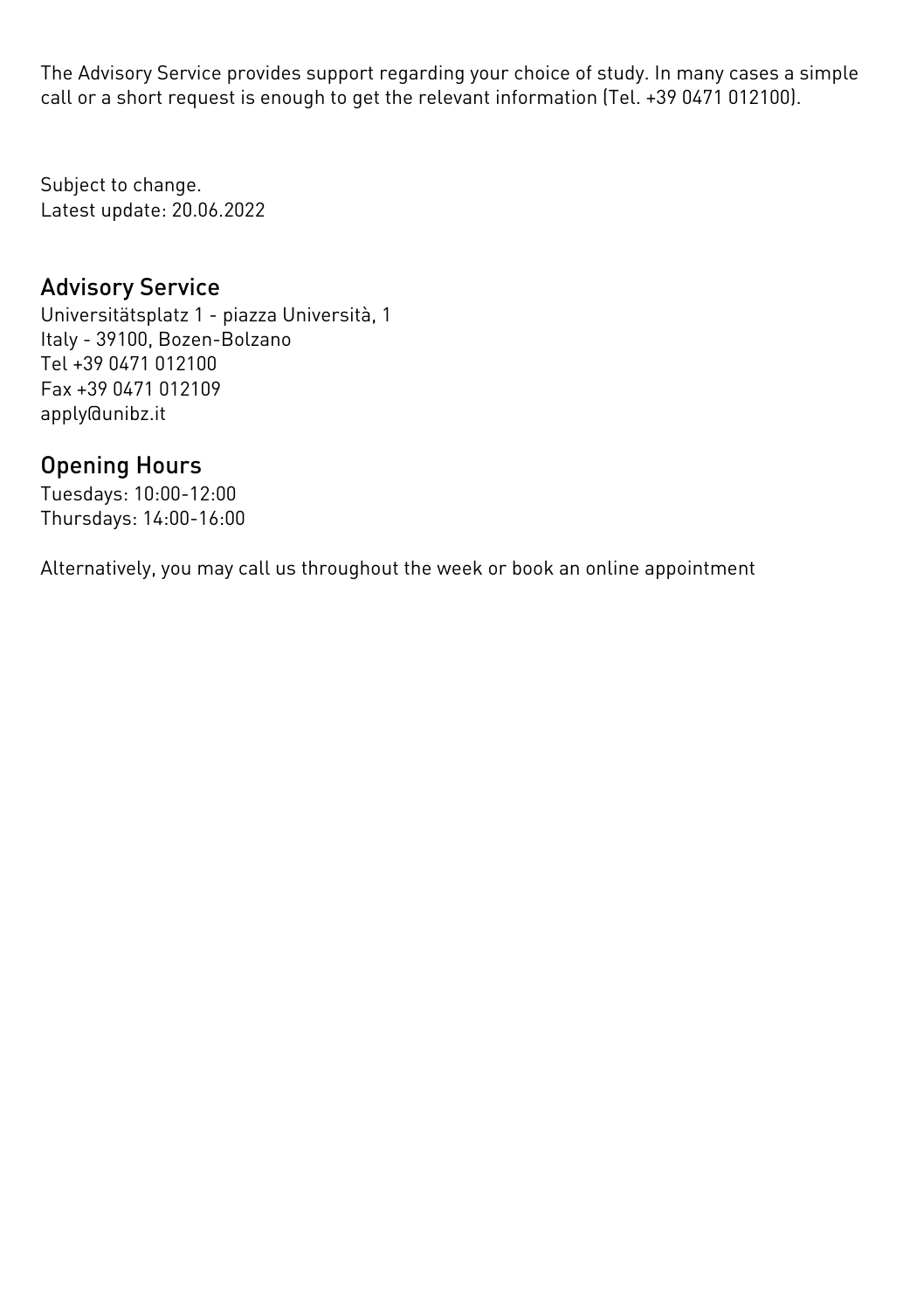The Advisory Service provides support regarding your choice of study. In many cases a simple call or a short request is enough to get the relevant information (Tel. +39 0471 012100).

Subject to change.
Latest update: 20.06.2022

## Advisory Service

Universitätsplatz 1 - piazza Università, 1
Italy - 39100, Bozen-Bolzano
Tel +39 0471 012100
Fax +39 0471 012109
apply@unibz.it

## Opening Hours

Tuesdays: 10:00-12:00
Thursdays: 14:00-16:00

Alternatively, you may call us throughout the week or book an online appointment